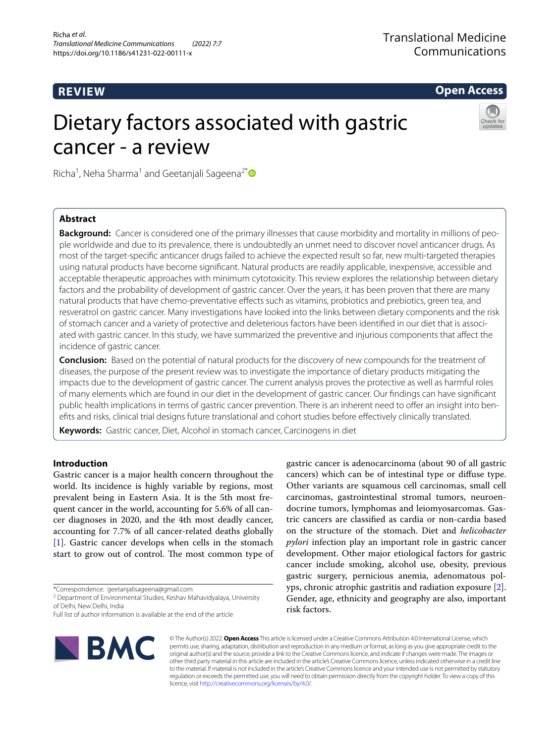REVIEW

Open Access

# Dietary factors associated with gastric cancer - a review

Richa[1], Neha Sharma[1] and Geetanjali Sageena[2*]

## Abstract

**Background:** Cancer is considered one of the primary illnesses that cause morbidity and mortality in millions of people worldwide and due to its prevalence, there is undoubtedly an unmet need to discover novel anticancer drugs. As most of the target-specific anticancer drugs failed to achieve the expected result so far, new multi-targeted therapies using natural products have become significant. Natural products are readily applicable, inexpensive, accessible and acceptable therapeutic approaches with minimum cytotoxicity. This review explores the relationship between dietary factors and the probability of development of gastric cancer. Over the years, it has been proven that there are many natural products that have chemo-preventative effects such as vitamins, probiotics and prebiotics, green tea, and resveratrol on gastric cancer. Many investigations have looked into the links between dietary components and the risk of stomach cancer and a variety of protective and deleterious factors have been identified in our diet that is associated with gastric cancer. In this study, we have summarized the preventive and injurious components that affect the incidence of gastric cancer.

**Conclusion:** Based on the potential of natural products for the discovery of new compounds for the treatment of diseases, the purpose of the present review was to investigate the importance of dietary products mitigating the impacts due to the development of gastric cancer. The current analysis proves the protective as well as harmful roles of many elements which are found in our diet in the development of gastric cancer. Our findings can have significant public health implications in terms of gastric cancer prevention. There is an inherent need to offer an insight into benefits and risks, clinical trial designs future translational and cohort studies before effectively clinically translated.

**Keywords:** Gastric cancer, Diet, Alcohol in stomach cancer, Carcinogens in diet

## Introduction

Gastric cancer is a major health concern throughout the world. Its incidence is highly variable by regions, most prevalent being in Eastern Asia. It is the 5th most frequent cancer in the world, accounting for 5.6% of all cancer diagnoses in 2020, and the 4th most deadly cancer, accounting for 7.7% of all cancer-related deaths globally [1]. Gastric cancer develops when cells in the stomach start to grow out of control. The most common type of gastric cancer is adenocarcinoma (about 90 of all gastric cancers) which can be of intestinal type or diffuse type. Other variants are squamous cell carcinomas, small cell carcinomas, gastrointestinal stromal tumors, neuroendocrine tumors, lymphomas and leiomyosarcomas. Gastric cancers are classified as cardia or non-cardia based on the structure of the stomach. Diet and *helicobacter pylori* infection play an important role in gastric cancer development. Other major etiological factors for gastric cancer include smoking, alcohol use, obesity, previous gastric surgery, pernicious anemia, adenomatous polyps, chronic atrophic gastritis and radiation exposure [2]. Gender, age, ethnicity and geography are also, important risk factors.

*Correspondence: geetanjalisageena@gmail.com

[2] Department of Environmental Studies, Keshav Mahavidyalaya, University of Delhi, New Delhi, India

Full list of author information is available at the end of the article

© The Author(s) 2022. **Open Access** This article is licensed under a Creative Commons Attribution 4.0 International License, which permits use, sharing, adaptation, distribution and reproduction in any medium or format, as long as you give appropriate credit to the original author(s) and the source, provide a link to the Creative Commons licence, and indicate if changes were made. The images or other third party material in this article are included in the article's Creative Commons licence, unless indicated otherwise in a credit line to the material. If material is not included in the article's Creative Commons licence and your intended use is not permitted by statutory regulation or exceeds the permitted use, you will need to obtain permission directly from the copyright holder. To view a copy of this licence, visit http://creativecommons.org/licenses/by/4.0/.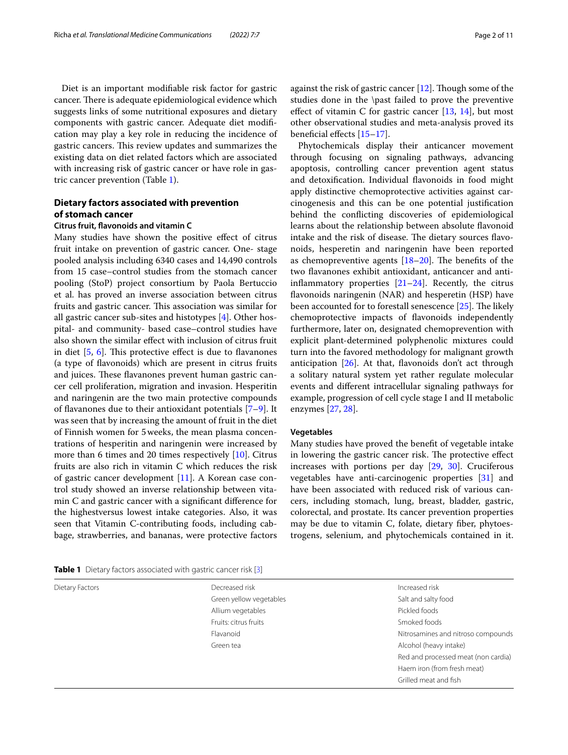Diet is an important modifiable risk factor for gastric cancer. There is adequate epidemiological evidence which suggests links of some nutritional exposures and dietary components with gastric cancer. Adequate diet modification may play a key role in reducing the incidence of gastric cancers. This review updates and summarizes the existing data on diet related factors which are associated with increasing risk of gastric cancer or have role in gastric cancer prevention (Table 1).

## Dietary factors associated with prevention of stomach cancer

### Citrus fruit, flavonoids and vitamin C

Many studies have shown the positive effect of citrus fruit intake on prevention of gastric cancer. One- stage pooled analysis including 6340 cases and 14,490 controls from 15 case–control studies from the stomach cancer pooling (StoP) project consortium by Paola Bertuccio et al. has proved an inverse association between citrus fruits and gastric cancer. This association was similar for all gastric cancer sub-sites and histotypes [4]. Other hospital- and community- based case–control studies have also shown the similar effect with inclusion of citrus fruit in diet [5, 6]. This protective effect is due to flavanones (a type of flavonoids) which are present in citrus fruits and juices. These flavanones prevent human gastric cancer cell proliferation, migration and invasion. Hesperitin and naringenin are the two main protective compounds of flavanones due to their antioxidant potentials [7–9]. It was seen that by increasing the amount of fruit in the diet of Finnish women for 5 weeks, the mean plasma concentrations of hesperitin and naringenin were increased by more than 6 times and 20 times respectively [10]. Citrus fruits are also rich in vitamin C which reduces the risk of gastric cancer development [11]. A Korean case control study showed an inverse relationship between vitamin C and gastric cancer with a significant difference for the highestversus lowest intake categories. Also, it was seen that Vitamin C-contributing foods, including cabbage, strawberries, and bananas, were protective factors against the risk of gastric cancer [12]. Though some of the studies done in the \past failed to prove the preventive effect of vitamin C for gastric cancer [13, 14], but most other observational studies and meta-analysis proved its beneficial effects [15–17].

Phytochemicals display their anticancer movement through focusing on signaling pathways, advancing apoptosis, controlling cancer prevention agent status and detoxification. Individual flavonoids in food might apply distinctive chemoprotective activities against carcinogenesis and this can be one potential justification behind the conflicting discoveries of epidemiological learns about the relationship between absolute flavonoid intake and the risk of disease. The dietary sources flavonoids, hesperetin and naringenin have been reported as chemopreventive agents [18–20]. The benefits of the two flavanones exhibit antioxidant, anticancer and anti-inflammatory properties [21–24]. Recently, the citrus flavonoids naringenin (NAR) and hesperetin (HSP) have been accounted for to forestall senescence [25]. The likely chemoprotective impacts of flavonoids independently furthermore, later on, designated chemoprevention with explicit plant-determined polyphenolic mixtures could turn into the favored methodology for malignant growth anticipation [26]. At that, flavonoids don't act through a solitary natural system yet rather regulate molecular events and different intracellular signaling pathways for example, progression of cell cycle stage I and II metabolic enzymes [27, 28].

### Vegetables

Many studies have proved the benefit of vegetable intake in lowering the gastric cancer risk. The protective effect increases with portions per day [29, 30]. Cruciferous vegetables have anti-carcinogenic properties [31] and have been associated with reduced risk of various cancers, including stomach, lung, breast, bladder, gastric, colorectal, and prostate. Its cancer prevention properties may be due to vitamin C, folate, dietary fiber, phytoestrogens, selenium, and phytochemicals contained in it.

**Table 1** Dietary factors associated with gastric cancer risk [3]

| Dietary Factors | Decreased risk | Increased risk |
|---|---|---|
| | Green yellow vegetables | Salt and salty food |
| | Allium vegetables | Pickled foods |
| | Fruits: citrus fruits | Smoked foods |
| | Flavanoid | Nitrosamines and nitroso compounds |
| | Green tea | Alcohol (heavy intake) |
| | | Red and processed meat (non cardia) |
| | | Haem iron (from fresh meat) |
| | | Grilled meat and fish |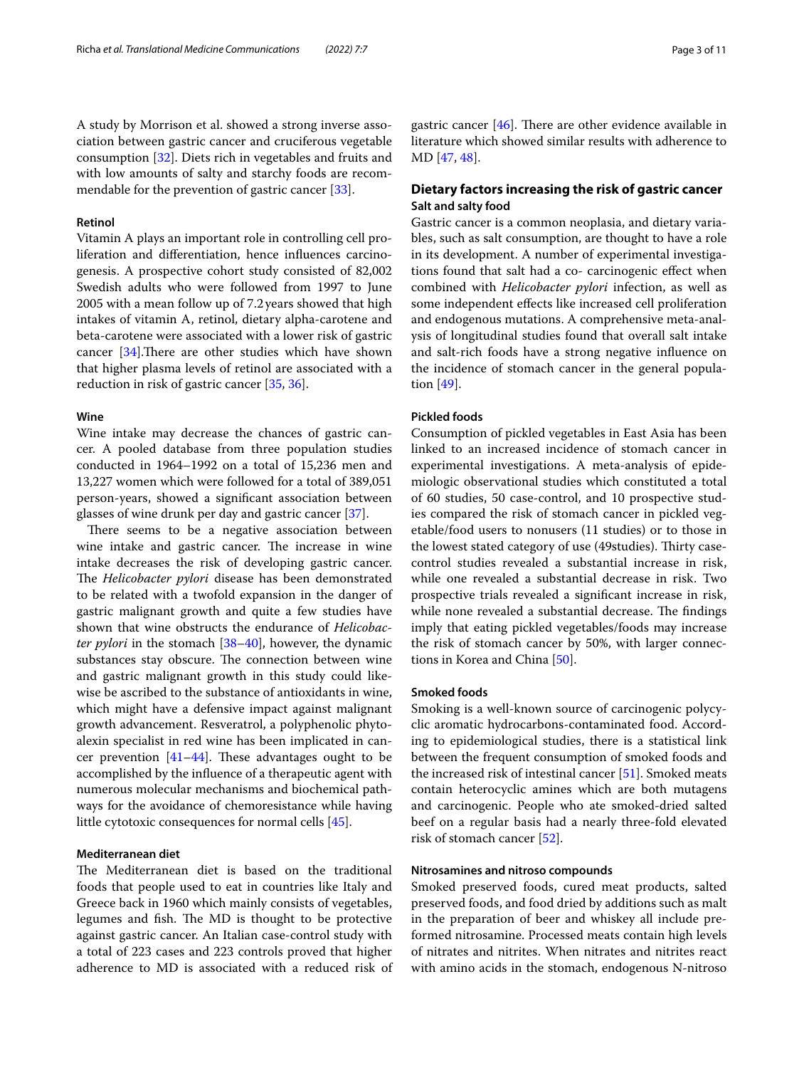A study by Morrison et al. showed a strong inverse association between gastric cancer and cruciferous vegetable consumption [32]. Diets rich in vegetables and fruits and with low amounts of salty and starchy foods are recommendable for the prevention of gastric cancer [33].

#### Retinol

Vitamin A plays an important role in controlling cell proliferation and differentiation, hence influences carcinogenesis. A prospective cohort study consisted of 82,002 Swedish adults who were followed from 1997 to June 2005 with a mean follow up of 7.2 years showed that high intakes of vitamin A, retinol, dietary alpha-carotene and beta-carotene were associated with a lower risk of gastric cancer [34].There are other studies which have shown that higher plasma levels of retinol are associated with a reduction in risk of gastric cancer [35, 36].

#### Wine

Wine intake may decrease the chances of gastric cancer. A pooled database from three population studies conducted in 1964–1992 on a total of 15,236 men and 13,227 women which were followed for a total of 389,051 person-years, showed a significant association between glasses of wine drunk per day and gastric cancer [37].

There seems to be a negative association between wine intake and gastric cancer. The increase in wine intake decreases the risk of developing gastric cancer. The *Helicobacter pylori* disease has been demonstrated to be related with a twofold expansion in the danger of gastric malignant growth and quite a few studies have shown that wine obstructs the endurance of *Helicobacter pylori* in the stomach [38–40], however, the dynamic substances stay obscure. The connection between wine and gastric malignant growth in this study could likewise be ascribed to the substance of antioxidants in wine, which might have a defensive impact against malignant growth advancement. Resveratrol, a polyphenolic phytoalexin specialist in red wine has been implicated in cancer prevention [41–44]. These advantages ought to be accomplished by the influence of a therapeutic agent with numerous molecular mechanisms and biochemical pathways for the avoidance of chemoresistance while having little cytotoxic consequences for normal cells [45].

#### Mediterranean diet

The Mediterranean diet is based on the traditional foods that people used to eat in countries like Italy and Greece back in 1960 which mainly consists of vegetables, legumes and fish. The MD is thought to be protective against gastric cancer. An Italian case-control study with a total of 223 cases and 223 controls proved that higher adherence to MD is associated with a reduced risk of gastric cancer [46]. There are other evidence available in literature which showed similar results with adherence to MD [47, 48].

### Dietary factors increasing the risk of gastric cancer

#### Salt and salty food

Gastric cancer is a common neoplasia, and dietary variables, such as salt consumption, are thought to have a role in its development. A number of experimental investigations found that salt had a co- carcinogenic effect when combined with *Helicobacter pylori* infection, as well as some independent effects like increased cell proliferation and endogenous mutations. A comprehensive meta-analysis of longitudinal studies found that overall salt intake and salt-rich foods have a strong negative influence on the incidence of stomach cancer in the general population [49].

#### Pickled foods

Consumption of pickled vegetables in East Asia has been linked to an increased incidence of stomach cancer in experimental investigations. A meta-analysis of epidemiologic observational studies which constituted a total of 60 studies, 50 case-control, and 10 prospective studies compared the risk of stomach cancer in pickled vegetable/food users to nonusers (11 studies) or to those in the lowest stated category of use (49studies). Thirty case-control studies revealed a substantial increase in risk, while one revealed a substantial decrease in risk. Two prospective trials revealed a significant increase in risk, while none revealed a substantial decrease. The findings imply that eating pickled vegetables/foods may increase the risk of stomach cancer by 50%, with larger connections in Korea and China [50].

#### Smoked foods

Smoking is a well-known source of carcinogenic polycyclic aromatic hydrocarbons-contaminated food. According to epidemiological studies, there is a statistical link between the frequent consumption of smoked foods and the increased risk of intestinal cancer [51]. Smoked meats contain heterocyclic amines which are both mutagens and carcinogenic. People who ate smoked-dried salted beef on a regular basis had a nearly three-fold elevated risk of stomach cancer [52].

#### Nitrosamines and nitroso compounds

Smoked preserved foods, cured meat products, salted preserved foods, and food dried by additions such as malt in the preparation of beer and whiskey all include preformed nitrosamine. Processed meats contain high levels of nitrates and nitrites. When nitrates and nitrites react with amino acids in the stomach, endogenous N-nitroso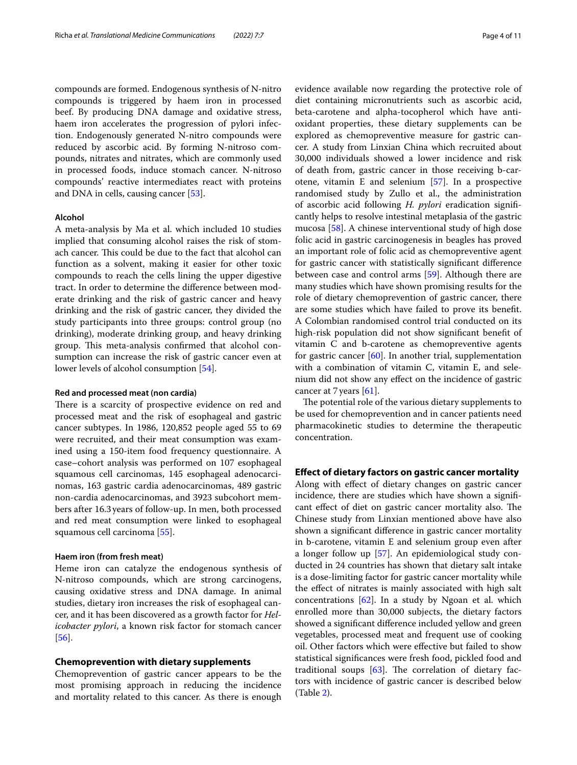compounds are formed. Endogenous synthesis of N-nitro compounds is triggered by haem iron in processed beef. By producing DNA damage and oxidative stress, haem iron accelerates the progression of pylori infection. Endogenously generated N-nitro compounds were reduced by ascorbic acid. By forming N-nitroso compounds, nitrates and nitrates, which are commonly used in processed foods, induce stomach cancer. N-nitroso compounds' reactive intermediates react with proteins and DNA in cells, causing cancer [53].

#### Alcohol

A meta-analysis by Ma et al. which included 10 studies implied that consuming alcohol raises the risk of stomach cancer. This could be due to the fact that alcohol can function as a solvent, making it easier for other toxic compounds to reach the cells lining the upper digestive tract. In order to determine the difference between moderate drinking and the risk of gastric cancer and heavy drinking and the risk of gastric cancer, they divided the study participants into three groups: control group (no drinking), moderate drinking group, and heavy drinking group. This meta-analysis confirmed that alcohol consumption can increase the risk of gastric cancer even at lower levels of alcohol consumption [54].

#### Red and processed meat (non cardia)

There is a scarcity of prospective evidence on red and processed meat and the risk of esophageal and gastric cancer subtypes. In 1986, 120,852 people aged 55 to 69 were recruited, and their meat consumption was examined using a 150-item food frequency questionnaire. A case–cohort analysis was performed on 107 esophageal squamous cell carcinomas, 145 esophageal adenocarcinomas, 163 gastric cardia adenocarcinomas, 489 gastric non-cardia adenocarcinomas, and 3923 subcohort members after 16.3 years of follow-up. In men, both processed and red meat consumption were linked to esophageal squamous cell carcinoma [55].

#### Haem iron (from fresh meat)

Heme iron can catalyze the endogenous synthesis of N-nitroso compounds, which are strong carcinogens, causing oxidative stress and DNA damage. In animal studies, dietary iron increases the risk of esophageal cancer, and it has been discovered as a growth factor for *Helicobacter pylori*, a known risk factor for stomach cancer [56].

### Chemoprevention with dietary supplements

Chemoprevention of gastric cancer appears to be the most promising approach in reducing the incidence and mortality related to this cancer. As there is enough evidence available now regarding the protective role of diet containing micronutrients such as ascorbic acid, beta-carotene and alpha-tocopherol which have anti-oxidant properties, these dietary supplements can be explored as chemopreventive measure for gastric cancer. A study from Linxian China which recruited about 30,000 individuals showed a lower incidence and risk of death from, gastric cancer in those receiving b-carotene, vitamin E and selenium [57]. In a prospective randomised study by Zullo et al., the administration of ascorbic acid following *H. pylori* eradication significantly helps to resolve intestinal metaplasia of the gastric mucosa [58]. A chinese interventional study of high dose folic acid in gastric carcinogenesis in beagles has proved an important role of folic acid as chemopreventive agent for gastric cancer with statistically significant difference between case and control arms [59]. Although there are many studies which have shown promising results for the role of dietary chemoprevention of gastric cancer, there are some studies which have failed to prove its benefit. A Colombian randomised control trial conducted on its high-risk population did not show significant benefit of vitamin C and b-carotene as chemopreventive agents for gastric cancer [60]. In another trial, supplementation with a combination of vitamin C, vitamin E, and selenium did not show any effect on the incidence of gastric cancer at 7 years [61].

The potential role of the various dietary supplements to be used for chemoprevention and in cancer patients need pharmacokinetic studies to determine the therapeutic concentration.

### Effect of dietary factors on gastric cancer mortality

Along with effect of dietary changes on gastric cancer incidence, there are studies which have shown a significant effect of diet on gastric cancer mortality also. The Chinese study from Linxian mentioned above have also shown a significant difference in gastric cancer mortality in b-carotene, vitamin E and selenium group even after a longer follow up [57]. An epidemiological study conducted in 24 countries has shown that dietary salt intake is a dose-limiting factor for gastric cancer mortality while the effect of nitrates is mainly associated with high salt concentrations [62]. In a study by Ngoan et al. which enrolled more than 30,000 subjects, the dietary factors showed a significant difference included yellow and green vegetables, processed meat and frequent use of cooking oil. Other factors which were effective but failed to show statistical significances were fresh food, pickled food and traditional soups [63]. The correlation of dietary factors with incidence of gastric cancer is described below (Table 2).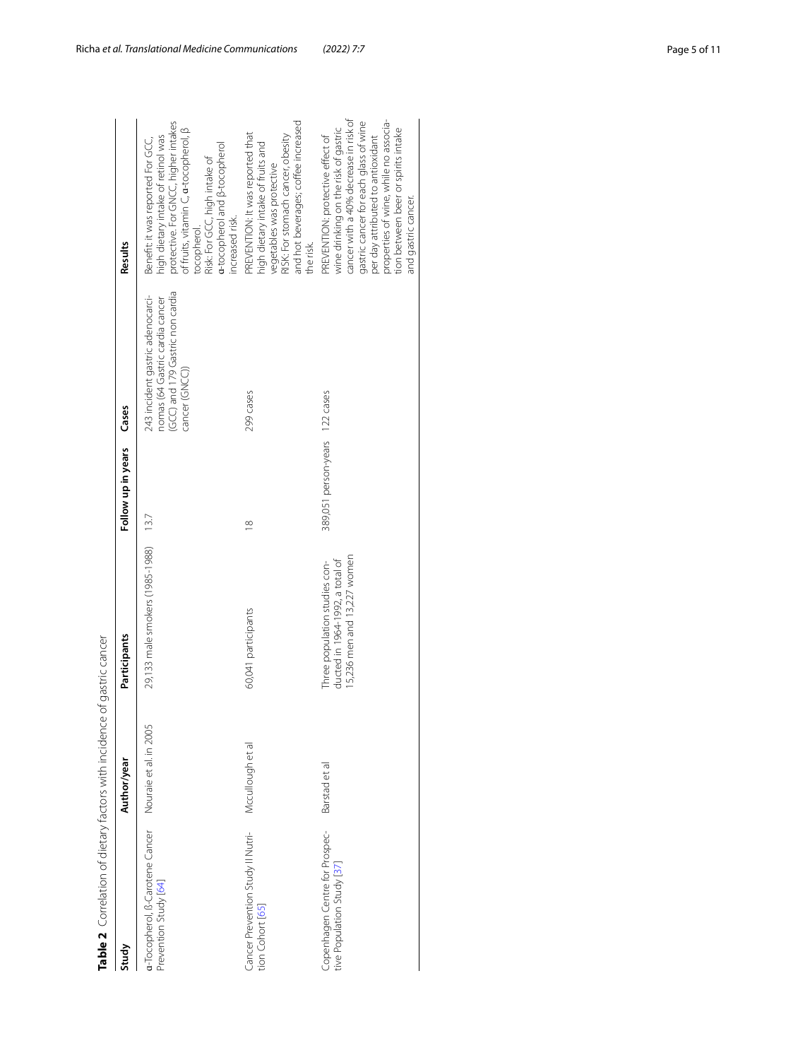**Table 2** Correlation of dietary factors with incidence of gastric cancer

| Study | Author/year | Participants | Follow up in years | Cases | Results |
| --- | --- | --- | --- | --- | --- |
| α-Tocopherol, β-Carotene Cancer Prevention Study [64] | Nouraie et al. in 2005 | 29,133 male smokers (1985-1988) | 13.7 | 243 incident gastric adenocarcinomas (64 Gastric cardia cancer (GCC) and 179 Gastric non cardia cancer (GNCC)) | Benefit: it was reported For GCC, high dietary intake of retinol was protective. For GNCC, higher intakes of fruits, vitamin C, α-tocopherol, β tocopherol.<br>Risk: For GCC, high intake of α-tocopherol and β-tocopherol increased risk. |
| Cancer Prevention Study II Nutrition Cohort [65] | Mccullough et al | 60,041 participants | 18 | 299 cases | PREVENTION: It was reported that high dietary intake of fruits and vegetables was protective<br>RISK: For stomach cancer, obesity and hot beverages; coffee increased the risk. |
| Copenhagen Centre for Prospective Population Study [37] | Barstad et al | Three population studies conducted in 1964-1992, a total of 15,236 men and 13,227 women | 389,051 person-years | 122 cases | PREVENTION: protective effect of wine drinking on the risk of gastric cancer with a 40% decrease in risk of gastric cancer for each glass of wine per day attributed to antioxidant properties of wine, while no association between beer or spirits intake and gastric cancer. |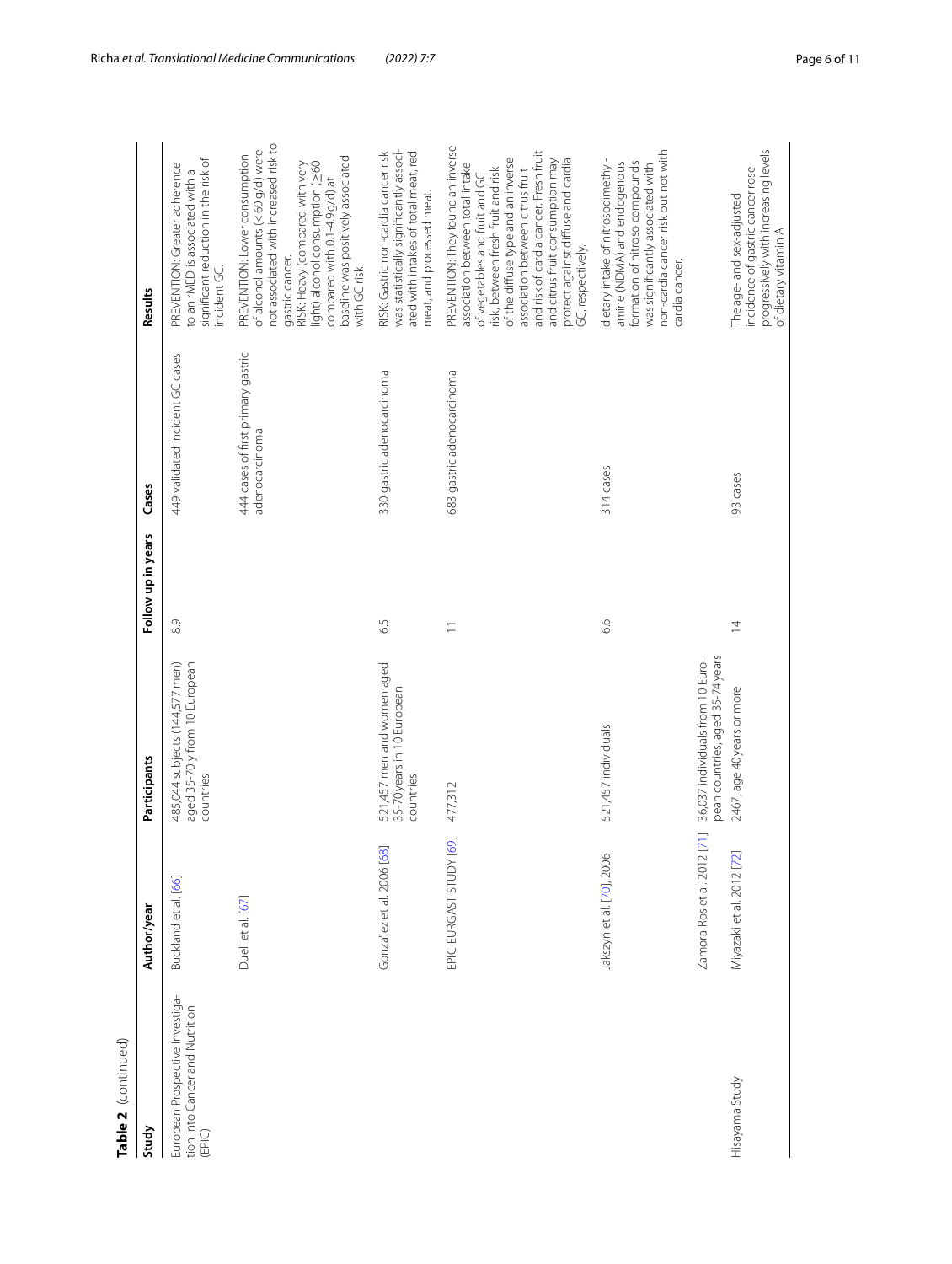**Table 2** (continued)

| Study | Author/year | Participants | Follow up in years | Cases | Results |
|---|---|---|---|---|---|
| European Prospective Investigation into Cancer and Nutrition (EPIC) | Buckland et al. [66] | 485,044 subjects (144,577 men) aged 35-70 y from 10 European countries | 8.9 | 449 validated incident GC cases | PREVENTION: Greater adherence to an rMED is associated with a significant reduction in the risk of incident GC. |
| | Duell et al. [67] | | | 444 cases of first primary gastric adenocarcinoma | PREVENTION: Lower consumption of alcohol amounts (< 60 g/d) were not associated with increased risk to gastric cancer. RISK: Heavy (compared with very light) alcohol consumption (≥60 compared with 0.1-4.9 g/d) at baseline was positively associated with GC risk. |
| | Gonzalez et al. 2006 [68] | 521,457 men and women aged 35-70years in 10 European countries | 6.5 | 330 gastric adenocarcinoma | RISK: Gastric non-cardia cancer risk was statistically significantly associated with intakes of total meat, red meat, and processed meat. |
| | EPIC-EURGAST STUDY [69] | 477,312 | 11 | 683 gastric adenocarcinoma | PREVENTION: They found an inverse association between total intake of vegetables and fruit and GC risk, between fresh fruit and risk of the diffuse type and an inverse association between citrus fruit and risk of cardia cancer. Fresh fruit and citrus fruit consumption may protect against diffuse and cardia GC, respectively. |
| | Jakszyn et al. [70], 2006 | 521,457 individuals | 6.6 | 314 cases | dietary intake of nitrosodimethylamine (NDMA) and endogenous formation of nitroso compounds was significantly associated with non-cardia cancer risk but not with cardia cancer. |
| | Zamora-Ros et al. 2012 [71] | 36,037 individuals from 10 European countries, aged 35-74 years | | | |
| Hisayama Study | Miyazaki et al. 2012 [72] | 2467, age 40years or more | 14 | 93 cases | The age- and sex-adjusted incidence of gastric cancer rose progressively with increasing levels of dietary vitamin A |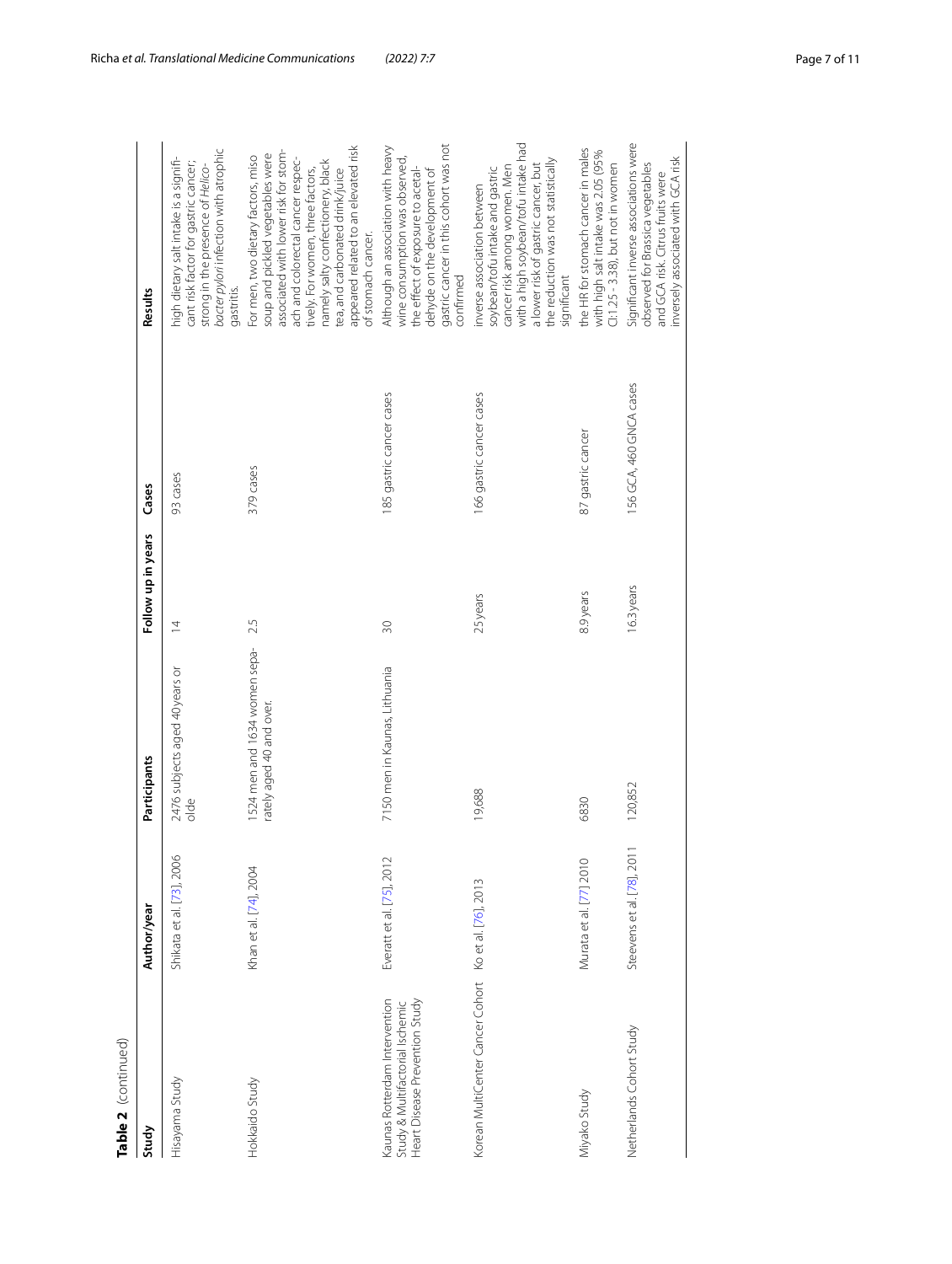**Table 2** (continued)

| Study | Author/year | Participants | Follow up in years | Cases | Results |
|---|---|---|---|---|---|
| Hisayama Study | Shikata et al. [73], 2006 | 2476 subjects aged 40 years or olde | 14 | 93 cases | high dietary salt intake is a significant risk factor for gastric cancer; strong in the presence of *Helicobacter pylori* infection with atrophic gastritis. |
| Hokkaido Study | Khan et al. [74], 2004 | 1524 men and 1634 women separately aged 40 and over. | 2.5 | 379 cases | For men, two dietary factors, miso soup and pickled vegetables were associated with lower risk for stomach and colorectal cancer respectively. For women, three factors, namely salty confectionery, black tea, and carbonated drink/juice appeared related to an elevated risk of stomach cancer. |
| Kaunas Rotterdam Intervention Study & Multifactorial Ischemic Heart Disease Prevention Study | Everatt et al. [75], 2012 | 7150 men in Kaunas, Lithuania | 30 | 185 gastric cancer cases | Although an association with heavy wine consumption was observed, the effect of exposure to acetaldehyde on the development of gastric cancer in this cohort was not confirmed |
| Korean MultiCenter Cancer Cohort | Ko et al. [76], 2013 | 19,688 | 25 years | 166 gastric cancer cases | inverse association between soybean/tofu intake and gastric cancer risk among women. Men with a high soybean/tofu intake had a lower risk of gastric cancer, but the reduction was not statistically significant |
| Miyako Study | Murata et al. [77] 2010 | 6830 | 8.9 years | 87 gastric cancer | the HR for stomach cancer in males with high salt intake was 2.05 (95% CI:1.25 - 3.38), but not in women |
| Netherlands Cohort Study | Steevens et al. [78], 2011 | 120,852 | 16.3 years | 156 GCA, 460 GNCA cases | Significant inverse associations were observed for Brassica vegetables and GCA risk. Citrus fruits were inversely associated with GCA risk |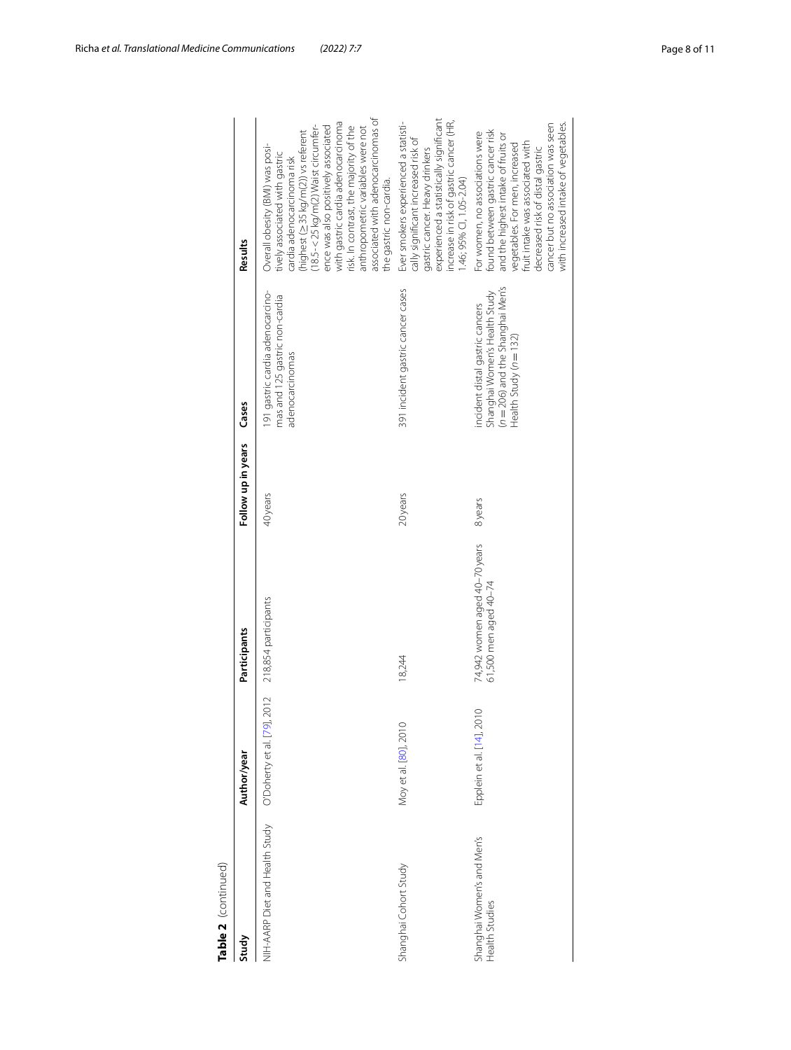**Table 2** (continued)

| Study | Author/year | Participants | Follow up in years | Cases | Results |
|---|---|---|---|---|---|
| NIH-AARP Diet and Health Study | O'Doherty et al. [79], 2012 | 218,854 participants | 40 years | 191 gastric cardia adenocarcinomas and 125 gastric non-cardia adenocarcinomas | Overall obesity (BMI) was positively associated with gastric cardia adenocarcinoma risk (highest (≥35 kg/m(2)) vs referent (18.5–<25 kg/m(2)) Waist circumference was also positively associated with gastric cardia adenocarcinoma risk. In contrast, the majority of the anthropometric variables were not associated with adenocarcinomas of the gastric non-cardia. |
| Shanghai Cohort Study | Moy et al. [80], 2010 | 18,244 | 20 years | 391 incident gastric cancer cases | Ever smokers experienced a statistically significant increased risk of gastric cancer. Heavy drinkers experienced a statistically significant increase in risk of gastric cancer (HR, 1.46; 95% CI, 1.05-2.04) |
| Shanghai Women's and Men's Health Studies | Epplein et al. [14], 2010 | 74,942 women aged 40–70 years 61,500 men aged 40–74 | 8 years | incident distal gastric cancers Shanghai Women's Health Study ($n = 206$) and the Shanghai Men's Health Study ($n = 132$) | For women, no associations were found between gastric cancer risk and the highest intake of fruits or vegetables. For men, increased fruit intake was associated with decreased risk of distal gastric cancer but no association was seen with increased intake of vegetables. |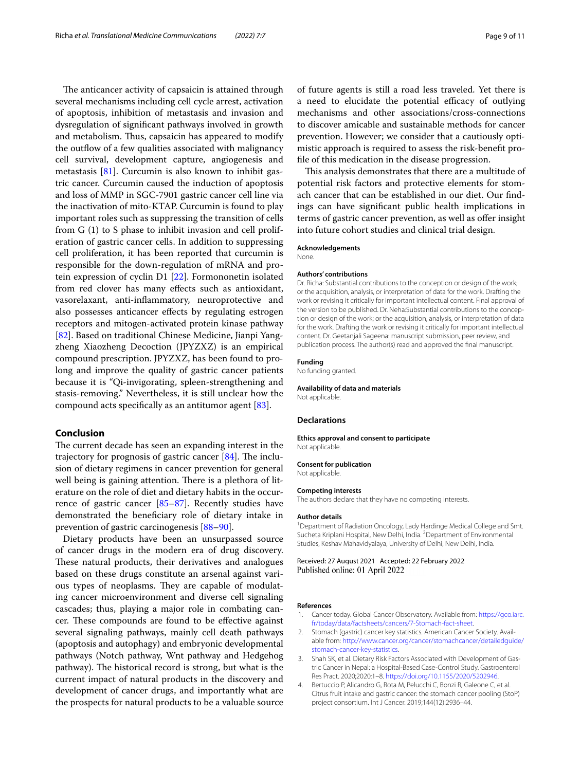The anticancer activity of capsaicin is attained through several mechanisms including cell cycle arrest, activation of apoptosis, inhibition of metastasis and invasion and dysregulation of significant pathways involved in growth and metabolism. Thus, capsaicin has appeared to modify the outflow of a few qualities associated with malignancy cell survival, development capture, angiogenesis and metastasis [81]. Curcumin is also known to inhibit gastric cancer. Curcumin caused the induction of apoptosis and loss of MMP in SGC-7901 gastric cancer cell line via the inactivation of mito-KTAP. Curcumin is found to play important roles such as suppressing the transition of cells from G (1) to S phase to inhibit invasion and cell proliferation of gastric cancer cells. In addition to suppressing cell proliferation, it has been reported that curcumin is responsible for the down-regulation of mRNA and protein expression of cyclin D1 [22]. Formononetin isolated from red clover has many effects such as antioxidant, vasorelaxant, anti-inflammatory, neuroprotective and also possesses anticancer effects by regulating estrogen receptors and mitogen-activated protein kinase pathway [82]. Based on traditional Chinese Medicine, Jianpi Yangzheng Xiaozheng Decoction (JPYZXZ) is an empirical compound prescription. JPYZXZ, has been found to prolong and improve the quality of gastric cancer patients because it is "Qi-invigorating, spleen-strengthening and stasis-removing." Nevertheless, it is still unclear how the compound acts specifically as an antitumor agent [83].

## Conclusion

The current decade has seen an expanding interest in the trajectory for prognosis of gastric cancer [84]. The inclusion of dietary regimens in cancer prevention for general well being is gaining attention. There is a plethora of literature on the role of diet and dietary habits in the occurrence of gastric cancer [85–87]. Recently studies have demonstrated the beneficiary role of dietary intake in prevention of gastric carcinogenesis [88–90].

Dietary products have been an unsurpassed source of cancer drugs in the modern era of drug discovery. These natural products, their derivatives and analogues based on these drugs constitute an arsenal against various types of neoplasms. They are capable of modulating cancer microenvironment and diverse cell signaling cascades; thus, playing a major role in combating cancer. These compounds are found to be effective against several signaling pathways, mainly cell death pathways (apoptosis and autophagy) and embryonic developmental pathways (Notch pathway, Wnt pathway and Hedgehog pathway). The historical record is strong, but what is the current impact of natural products in the discovery and development of cancer drugs, and importantly what are the prospects for natural products to be a valuable source of future agents is still a road less traveled. Yet there is a need to elucidate the potential efficacy of outlying mechanisms and other associations/cross-connections to discover amicable and sustainable methods for cancer prevention. However; we consider that a cautiously optimistic approach is required to assess the risk-benefit profile of this medication in the disease progression.

This analysis demonstrates that there are a multitude of potential risk factors and protective elements for stomach cancer that can be established in our diet. Our findings can have significant public health implications in terms of gastric cancer prevention, as well as offer insight into future cohort studies and clinical trial design.

#### Acknowledgements
None.

#### Authors' contributions
Dr. Richa: Substantial contributions to the conception or design of the work; or the acquisition, analysis, or interpretation of data for the work. Drafting the work or revising it critically for important intellectual content. Final approval of the version to be published. Dr. Neha:Substantial contributions to the conception or design of the work; or the acquisition, analysis, or interpretation of data for the work. Drafting the work or revising it critically for important intellectual content. Dr. Geetanjali Sageena: manuscript submission, peer review, and publication process. The author(s) read and approved the final manuscript.

#### Funding
No funding granted.

#### Availability of data and materials
Not applicable.

### Declarations

#### Ethics approval and consent to participate
Not applicable.

#### Consent for publication
Not applicable.

#### Competing interests
The authors declare that they have no competing interests.

#### Author details
[1]Department of Radiation Oncology, Lady Hardinge Medical College and Smt. Sucheta Kriplani Hospital, New Delhi, India. [2]Department of Environmental Studies, Keshav Mahavidyalaya, University of Delhi, New Delhi, India.

Received: 27 August 2021 Accepted: 22 February 2022
Published online: 01 April 2022

#### References

1. Cancer today. Global Cancer Observatory. Available from: https://gco.iarc.fr/today/data/factsheets/cancers/7-Stomach-fact-sheet.
2. Stomach (gastric) cancer key statistics. American Cancer Society. Available from: http://www.cancer.org/cancer/stomachcancer/detailedguide/stomach-cancer-key-statistics.
3. Shah SK, et al. Dietary Risk Factors Associated with Development of Gastric Cancer in Nepal: a Hospital-Based Case-Control Study. Gastroenterol Res Pract. 2020;2020:1–8. https://doi.org/10.1155/2020/5202946.
4. Bertuccio P, Alicandro G, Rota M, Pelucchi C, Bonzi R, Galeone C, et al. Citrus fruit intake and gastric cancer: the stomach cancer pooling (StoP) project consortium. Int J Cancer. 2019;144(12):2936–44.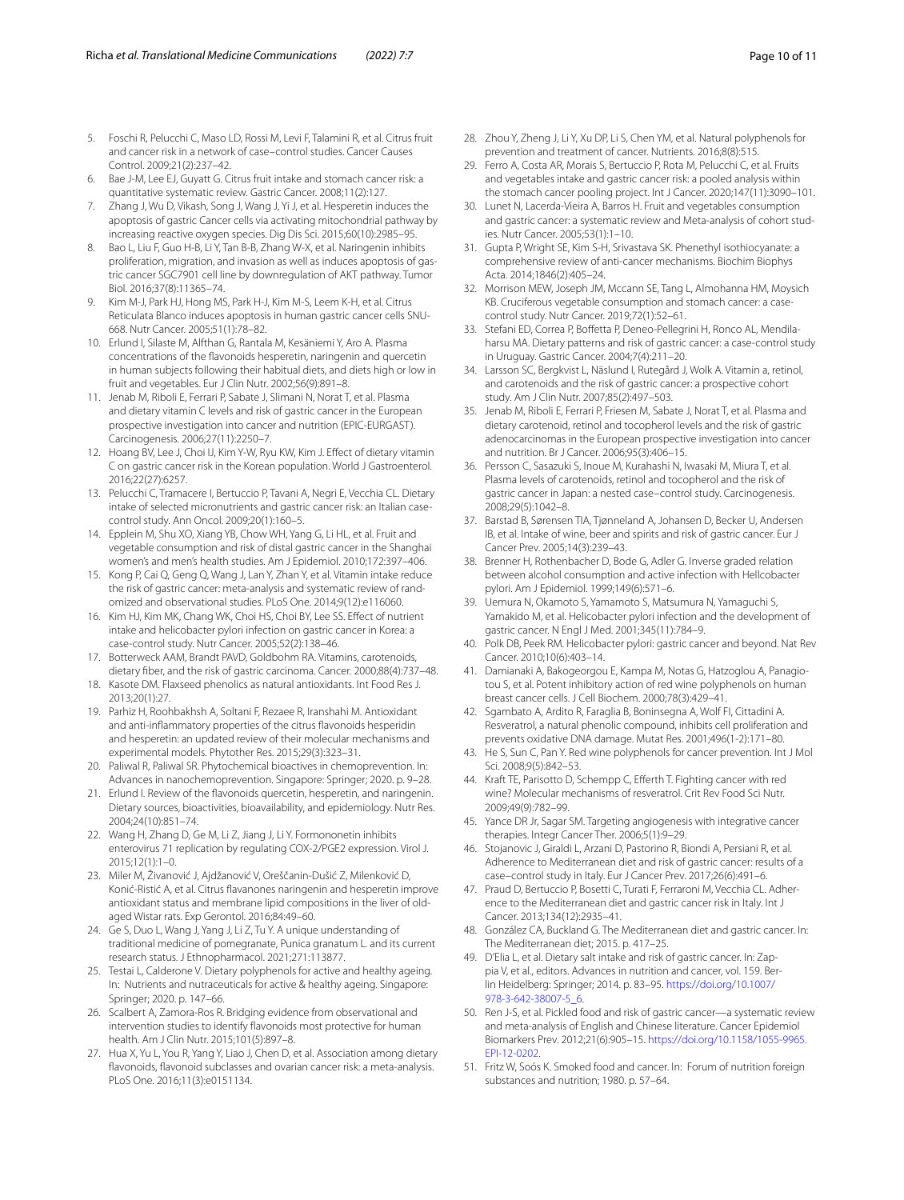5. Foschi R, Pelucchi C, Maso LD, Rossi M, Levi F, Talamini R, et al. Citrus fruit and cancer risk in a network of case–control studies. Cancer Causes Control. 2009;21(2):237–42.
6. Bae J-M, Lee EJ, Guyatt G. Citrus fruit intake and stomach cancer risk: a quantitative systematic review. Gastric Cancer. 2008;11(2):127.
7. Zhang J, Wu D, Vikash, Song J, Wang J, Yi J, et al. Hesperetin induces the apoptosis of gastric Cancer cells via activating mitochondrial pathway by increasing reactive oxygen species. Dig Dis Sci. 2015;60(10):2985–95.
8. Bao L, Liu F, Guo H-B, Li Y, Tan B-B, Zhang W-X, et al. Naringenin inhibits proliferation, migration, and invasion as well as induces apoptosis of gastric cancer SGC7901 cell line by downregulation of AKT pathway. Tumor Biol. 2016;37(8):11365–74.
9. Kim M-J, Park HJ, Hong MS, Park H-J, Kim M-S, Leem K-H, et al. Citrus Reticulata Blanco induces apoptosis in human gastric cancer cells SNU-668. Nutr Cancer. 2005;51(1):78–82.
10. Erlund I, Silaste M, Alfthan G, Rantala M, Kesäniemi Y, Aro A. Plasma concentrations of the flavonoids hesperetin, naringenin and quercetin in human subjects following their habitual diets, and diets high or low in fruit and vegetables. Eur J Clin Nutr. 2002;56(9):891–8.
11. Jenab M, Riboli E, Ferrari P, Sabate J, Slimani N, Norat T, et al. Plasma and dietary vitamin C levels and risk of gastric cancer in the European prospective investigation into cancer and nutrition (EPIC-EURGAST). Carcinogenesis. 2006;27(11):2250–7.
12. Hoang BV, Lee J, Choi IJ, Kim Y-W, Ryu KW, Kim J. Effect of dietary vitamin C on gastric cancer risk in the Korean population. World J Gastroenterol. 2016;22(27):6257.
13. Pelucchi C, Tramacere I, Bertuccio P, Tavani A, Negri E, Vecchia CL. Dietary intake of selected micronutrients and gastric cancer risk: an Italian case-control study. Ann Oncol. 2009;20(1):160–5.
14. Epplein M, Shu XO, Xiang YB, Chow WH, Yang G, Li HL, et al. Fruit and vegetable consumption and risk of distal gastric cancer in the Shanghai women's and men's health studies. Am J Epidemiol. 2010;172:397–406.
15. Kong P, Cai Q, Geng Q, Wang J, Lan Y, Zhan Y, et al. Vitamin intake reduce the risk of gastric cancer: meta-analysis and systematic review of randomized and observational studies. PLoS One. 2014;9(12):e116060.
16. Kim HJ, Kim MK, Chang WK, Choi HS, Choi BY, Lee SS. Effect of nutrient intake and helicobacter pylori infection on gastric cancer in Korea: a case-control study. Nutr Cancer. 2005;52(2):138–46.
17. Botterweck AAM, Brandt PAVD, Goldbohm RA. Vitamins, carotenoids, dietary fiber, and the risk of gastric carcinoma. Cancer. 2000;88(4):737–48.
18. Kasote DM. Flaxseed phenolics as natural antioxidants. Int Food Res J. 2013;20(1):27.
19. Parhiz H, Roohbakhsh A, Soltani F, Rezaee R, Iranshahi M. Antioxidant and anti-inflammatory properties of the citrus flavonoids hesperidin and hesperetin: an updated review of their molecular mechanisms and experimental models. Phytother Res. 2015;29(3):323–31.
20. Paliwal R, Paliwal SR. Phytochemical bioactives in chemoprevention. In: Advances in nanochemoprevention. Singapore: Springer; 2020. p. 9–28.
21. Erlund I. Review of the flavonoids quercetin, hesperetin, and naringenin. Dietary sources, bioactivities, bioavailability, and epidemiology. Nutr Res. 2004;24(10):851–74.
22. Wang H, Zhang D, Ge M, Li Z, Jiang J, Li Y. Formononetin inhibits enterovirus 71 replication by regulating COX-2/PGE2 expression. Virol J. 2015;12(1):1–0.
23. Miler M, Živanović J, Ajdžanović V, Oreščanin-Dušić Z, Milenković D, Konić-Ristić A, et al. Citrus flavanones naringenin and hesperetin improve antioxidant status and membrane lipid compositions in the liver of old-aged Wistar rats. Exp Gerontol. 2016;84:49–60.
24. Ge S, Duo L, Wang J, Yang J, Li Z, Tu Y. A unique understanding of traditional medicine of pomegranate, Punica granatum L. and its current research status. J Ethnopharmacol. 2021;271:113877.
25. Testai L, Calderone V. Dietary polyphenols for active and healthy ageing. In: Nutrients and nutraceuticals for active & healthy ageing. Singapore: Springer; 2020. p. 147–66.
26. Scalbert A, Zamora-Ros R. Bridging evidence from observational and intervention studies to identify flavonoids most protective for human health. Am J Clin Nutr. 2015;101(5):897–8.
27. Hua X, Yu L, You R, Yang Y, Liao J, Chen D, et al. Association among dietary flavonoids, flavonoid subclasses and ovarian cancer risk: a meta-analysis. PLoS One. 2016;11(3):e0151134.
28. Zhou Y, Zheng J, Li Y, Xu DP, Li S, Chen YM, et al. Natural polyphenols for prevention and treatment of cancer. Nutrients. 2016;8(8):515.
29. Ferro A, Costa AR, Morais S, Bertuccio P, Rota M, Pelucchi C, et al. Fruits and vegetables intake and gastric cancer risk: a pooled analysis within the stomach cancer pooling project. Int J Cancer. 2020;147(11):3090–101.
30. Lunet N, Lacerda-Vieira A, Barros H. Fruit and vegetables consumption and gastric cancer: a systematic review and Meta-analysis of cohort studies. Nutr Cancer. 2005;53(1):1–10.
31. Gupta P, Wright SE, Kim S-H, Srivastava SK. Phenethyl isothiocyanate: a comprehensive review of anti-cancer mechanisms. Biochim Biophys Acta. 2014;1846(2):405–24.
32. Morrison MEW, Joseph JM, Mccann SE, Tang L, Almohanna HM, Moysich KB. Cruciferous vegetable consumption and stomach cancer: a case-control study. Nutr Cancer. 2019;72(1):52–61.
33. Stefani ED, Correa P, Boffetta P, Deneo-Pellegrini H, Ronco AL, Mendilaharsu MA. Dietary patterns and risk of gastric cancer: a case-control study in Uruguay. Gastric Cancer. 2004;7(4):211–20.
34. Larsson SC, Bergkvist L, Näslund I, Rutegård J, Wolk A. Vitamin a, retinol, and carotenoids and the risk of gastric cancer: a prospective cohort study. Am J Clin Nutr. 2007;85(2):497–503.
35. Jenab M, Riboli E, Ferrari P, Friesen M, Sabate J, Norat T, et al. Plasma and dietary carotenoid, retinol and tocopherol levels and the risk of gastric adenocarcinomas in the European prospective investigation into cancer and nutrition. Br J Cancer. 2006;95(3):406–15.
36. Persson C, Sasazuki S, Inoue M, Kurahashi N, Iwasaki M, Miura T, et al. Plasma levels of carotenoids, retinol and tocopherol and the risk of gastric cancer in Japan: a nested case–control study. Carcinogenesis. 2008;29(5):1042–8.
37. Barstad B, Sørensen TIA, Tjønneland A, Johansen D, Becker U, Andersen IB, et al. Intake of wine, beer and spirits and risk of gastric cancer. Eur J Cancer Prev. 2005;14(3):239–43.
38. Brenner H, Rothenbacher D, Bode G, Adler G. Inverse graded relation between alcohol consumption and active infection with Hellcobacter pylori. Am J Epidemiol. 1999;149(6):571–6.
39. Uemura N, Okamoto S, Yamamoto S, Matsumura N, Yamaguchi S, Yamakido M, et al. Helicobacter pylori infection and the development of gastric cancer. N Engl J Med. 2001;345(11):784–9.
40. Polk DB, Peek RM. Helicobacter pylori: gastric cancer and beyond. Nat Rev Cancer. 2010;10(6):403–14.
41. Damianaki A, Bakogeorgou E, Kampa M, Notas G, Hatzoglou A, Panagiotou S, et al. Potent inhibitory action of red wine polyphenols on human breast cancer cells. J Cell Biochem. 2000;78(3):429–41.
42. Sgambato A, Ardito R, Faraglia B, Boninsegna A, Wolf FI, Cittadini A. Resveratrol, a natural phenolic compound, inhibits cell proliferation and prevents oxidative DNA damage. Mutat Res. 2001;496(1-2):171–80.
43. He S, Sun C, Pan Y. Red wine polyphenols for cancer prevention. Int J Mol Sci. 2008;9(5):842–53.
44. Kraft TE, Parisotto D, Schempp C, Efferth T. Fighting cancer with red wine? Molecular mechanisms of resveratrol. Crit Rev Food Sci Nutr. 2009;49(9):782–99.
45. Yance DR Jr, Sagar SM. Targeting angiogenesis with integrative cancer therapies. Integr Cancer Ther. 2006;5(1):9–29.
46. Stojanovic J, Giraldi L, Arzani D, Pastorino R, Biondi A, Persiani R, et al. Adherence to Mediterranean diet and risk of gastric cancer: results of a case–control study in Italy. Eur J Cancer Prev. 2017;26(6):491–6.
47. Praud D, Bertuccio P, Bosetti C, Turati F, Ferraroni M, Vecchia CL. Adherence to the Mediterranean diet and gastric cancer risk in Italy. Int J Cancer. 2013;134(12):2935–41.
48. González CA, Buckland G. The Mediterranean diet and gastric cancer. In: The Mediterranean diet; 2015. p. 417–25.
49. D'Elia L, et al. Dietary salt intake and risk of gastric cancer. In: Zappia V, et al., editors. Advances in nutrition and cancer, vol. 159. Berlin Heidelberg: Springer; 2014. p. 83–95. https://doi.org/10.1007/978-3-642-38007-5_6.
50. Ren J-S, et al. Pickled food and risk of gastric cancer—a systematic review and meta-analysis of English and Chinese literature. Cancer Epidemiol Biomarkers Prev. 2012;21(6):905–15. https://doi.org/10.1158/1055-9965.EPI-12-0202.
51. Fritz W, Soós K. Smoked food and cancer. In: Forum of nutrition foreign substances and nutrition; 1980. p. 57–64.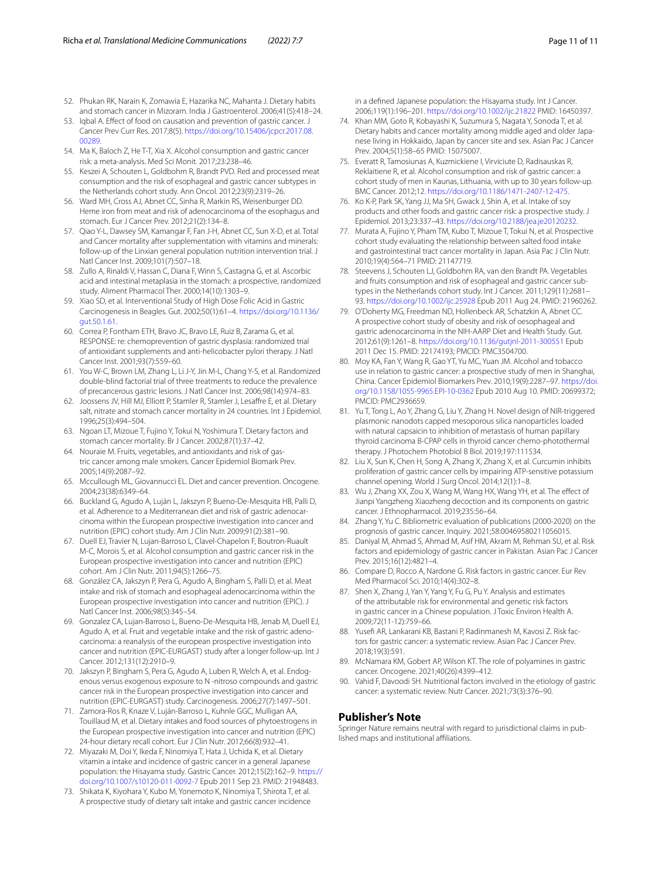52. Phukan RK, Narain K, Zomawia E, Hazarika NC, Mahanta J. Dietary habits and stomach cancer in Mizoram. India J Gastroenterol. 2006;41(5):418–24.
53. Iqbal A. Effect of food on causation and prevention of gastric cancer. J Cancer Prev Curr Res. 2017;8(5). https://doi.org/10.15406/jcpcr.2017.08.00289.
54. Ma K, Baloch Z, He T-T, Xia X. Alcohol consumption and gastric cancer risk: a meta-analysis. Med Sci Monit. 2017;23:238–46.
55. Keszei A, Schouten L, Goldbohm R, Brandt PVD. Red and processed meat consumption and the risk of esophageal and gastric cancer subtypes in the Netherlands cohort study. Ann Oncol. 2012;23(9):2319–26.
56. Ward MH, Cross AJ, Abnet CC, Sinha R, Markin RS, Weisenburger DD. Heme iron from meat and risk of adenocarcinoma of the esophagus and stomach. Eur J Cancer Prev. 2012;21(2):134–8.
57. Qiao Y-L, Dawsey SM, Kamangar F, Fan J-H, Abnet CC, Sun X-D, et al. Total and Cancer mortality after supplementation with vitamins and minerals: follow-up of the Linxian general population nutrition intervention trial. J Natl Cancer Inst. 2009;101(7):507–18.
58. Zullo A, Rinaldi V, Hassan C, Diana F, Winn S, Castagna G, et al. Ascorbic acid and intestinal metaplasia in the stomach: a prospective, randomized study. Aliment Pharmacol Ther. 2000;14(10):1303–9.
59. Xiao SD, et al. Interventional Study of High Dose Folic Acid in Gastric Carcinogenesis in Beagles. Gut. 2002;50(1):61–4. https://doi.org/10.1136/gut.50.1.61.
60. Correa P, Fontham ETH, Bravo JC, Bravo LE, Ruiz B, Zarama G, et al. RESPONSE: re: chemoprevention of gastric dysplasia: randomized trial of antioxidant supplements and anti-helicobacter pylori therapy. J Natl Cancer Inst. 2001;93(7):559–60.
61. You W-C, Brown LM, Zhang L, Li J-Y, Jin M-L, Chang Y-S, et al. Randomized double-blind factorial trial of three treatments to reduce the prevalence of precancerous gastric lesions. J Natl Cancer Inst. 2006;98(14):974–83.
62. Joossens JV, Hill MJ, Elliott P, Stamler R, Stamler J, Lesaffre E, et al. Dietary salt, nitrate and stomach cancer mortality in 24 countries. Int J Epidemiol. 1996;25(3):494–504.
63. Ngoan LT, Mizoue T, Fujino Y, Tokui N, Yoshimura T. Dietary factors and stomach cancer mortality. Br J Cancer. 2002;87(1):37–42.
64. Nouraie M. Fruits, vegetables, and antioxidants and risk of gastric cancer among male smokers. Cancer Epidemiol Biomark Prev. 2005;14(9):2087–92.
65. Mccullough ML, Giovannucci EL. Diet and cancer prevention. Oncogene. 2004;23(38):6349–64.
66. Buckland G, Agudo A, Luján L, Jakszyn P, Bueno-De-Mesquita HB, Palli D, et al. Adherence to a Mediterranean diet and risk of gastric adenocarcinoma within the European prospective investigation into cancer and nutrition (EPIC) cohort study. Am J Clin Nutr. 2009;91(2):381–90.
67. Duell EJ, Travier N, Lujan-Barroso L, Clavel-Chapelon F, Boutron-Ruault M-C, Morois S, et al. Alcohol consumption and gastric cancer risk in the European prospective investigation into cancer and nutrition (EPIC) cohort. Am J Clin Nutr. 2011;94(5):1266–75.
68. González CA, Jakszyn P, Pera G, Agudo A, Bingham S, Palli D, et al. Meat intake and risk of stomach and esophageal adenocarcinoma within the European prospective investigation into cancer and nutrition (EPIC). J Natl Cancer Inst. 2006;98(5):345–54.
69. Gonzalez CA, Lujan-Barroso L, Bueno-De-Mesquita HB, Jenab M, Duell EJ, Agudo A, et al. Fruit and vegetable intake and the risk of gastric adenocarcinoma: a reanalysis of the european prospective investigation into cancer and nutrition (EPIC-EURGAST) study after a longer follow-up. Int J Cancer. 2012;131(12):2910–9.
70. Jakszyn P, Bingham S, Pera G, Agudo A, Luben R, Welch A, et al. Endogenous versus exogenous exposure to N -nitroso compounds and gastric cancer risk in the European prospective investigation into cancer and nutrition (EPIC-EURGAST) study. Carcinogenesis. 2006;27(7):1497–501.
71. Zamora-Ros R, Knaze V, Luján-Barroso L, Kuhnle GGC, Mulligan AA, Touillaud M, et al. Dietary intakes and food sources of phytoestrogens in the European prospective investigation into cancer and nutrition (EPIC) 24-hour dietary recall cohort. Eur J Clin Nutr. 2012;66(8):932–41.
72. Miyazaki M, Doi Y, Ikeda F, Ninomiya T, Hata J, Uchida K, et al. Dietary vitamin a intake and incidence of gastric cancer in a general Japanese population: the Hisayama study. Gastric Cancer. 2012;15(2):162–9. https://doi.org/10.1007/s10120-011-0092-7 Epub 2011 Sep 23. PMID: 21948483.
73. Shikata K, Kiyohara Y, Kubo M, Yonemoto K, Ninomiya T, Shirota T, et al. A prospective study of dietary salt intake and gastric cancer incidence in a defined Japanese population: the Hisayama study. Int J Cancer. 2006;119(1):196–201. https://doi.org/10.1002/ijc.21822 PMID: 16450397.
74. Khan MM, Goto R, Kobayashi K, Suzumura S, Nagata Y, Sonoda T, et al. Dietary habits and cancer mortality among middle aged and older Japanese living in Hokkaido, Japan by cancer site and sex. Asian Pac J Cancer Prev. 2004;5(1):58–65 PMID: 15075007.
75. Everatt R, Tamosiunas A, Kuzmickiene I, Virviciute D, Radisauskas R, Reklaitiene R, et al. Alcohol consumption and risk of gastric cancer: a cohort study of men in Kaunas, Lithuania, with up to 30 years follow-up. BMC Cancer. 2012;12. https://doi.org/10.1186/1471-2407-12-475.
76. Ko K-P, Park SK, Yang JJ, Ma SH, Gwack J, Shin A, et al. Intake of soy products and other foods and gastric cancer risk: a prospective study. J Epidemiol. 2013;23:337–43. https://doi.org/10.2188/jea.je20120232.
77. Murata A, Fujino Y, Pham TM, Kubo T, Mizoue T, Tokui N, et al. Prospective cohort study evaluating the relationship between salted food intake and gastrointestinal tract cancer mortality in Japan. Asia Pac J Clin Nutr. 2010;19(4):564–71 PMID: 21147719.
78. Steevens J, Schouten LJ, Goldbohm RA, van den Brandt PA. Vegetables and fruits consumption and risk of esophageal and gastric cancer subtypes in the Netherlands cohort study. Int J Cancer. 2011;129(11):2681–93. https://doi.org/10.1002/ijc.25928 Epub 2011 Aug 24. PMID: 21960262.
79. O'Doherty MG, Freedman ND, Hollenbeck AR, Schatzkin A, Abnet CC. A prospective cohort study of obesity and risk of oesophageal and gastric adenocarcinoma in the NIH-AARP Diet and Health Study. Gut. 2012;61(9):1261–8. https://doi.org/10.1136/gutjnl-2011-300551 Epub 2011 Dec 15. PMID: 22174193; PMCID: PMC3504700.
80. Moy KA, Fan Y, Wang R, Gao YT, Yu MC, Yuan JM. Alcohol and tobacco use in relation to gastric cancer: a prospective study of men in Shanghai, China. Cancer Epidemiol Biomarkers Prev. 2010;19(9):2287–97. https://doi.org/10.1158/1055-9965.EPI-10-0362 Epub 2010 Aug 10. PMID: 20699372; PMCID: PMC2936659.
81. Yu T, Tong L, Ao Y, Zhang G, Liu Y, Zhang H. Novel design of NIR-triggered plasmonic nanodots capped mesoporous silica nanoparticles loaded with natural capsaicin to inhibition of metastasis of human papillary thyroid carcinoma B-CPAP cells in thyroid cancer chemo-photothermal therapy. J Photochem Photobiol B Biol. 2019;197:111534.
82. Liu X, Sun K, Chen H, Song A, Zhang X, Zhang X, et al. Curcumin inhibits proliferation of gastric cancer cells by impairing ATP-sensitive potassium channel opening. World J Surg Oncol. 2014;12(1):1–8.
83. Wu J, Zhang XX, Zou X, Wang M, Wang HX, Wang YH, et al. The effect of Jianpi Yangzheng Xiaozheng decoction and its components on gastric cancer. J Ethnopharmacol. 2019;235:56–64.
84. Zhang Y, Yu C. Bibliometric evaluation of publications (2000-2020) on the prognosis of gastric cancer. Inquiry. 2021;58:00469580211056015.
85. Daniyal M, Ahmad S, Ahmad M, Asif HM, Akram M, Rehman SU, et al. Risk factors and epidemiology of gastric cancer in Pakistan. Asian Pac J Cancer Prev. 2015;16(12):4821–4.
86. Compare D, Rocco A, Nardone G. Risk factors in gastric cancer. Eur Rev Med Pharmacol Sci. 2010;14(4):302–8.
87. Shen X, Zhang J, Yan Y, Yang Y, Fu G, Pu Y. Analysis and estimates of the attributable risk for environmental and genetic risk factors in gastric cancer in a Chinese population. J Toxic Environ Health A. 2009;72(11-12):759–66.
88. Yusefi AR, Lankarani KB, Bastani P, Radinmanesh M, Kavosi Z. Risk factors for gastric cancer: a systematic review. Asian Pac J Cancer Prev. 2018;19(3):591.
89. McNamara KM, Gobert AP, Wilson KT. The role of polyamines in gastric cancer. Oncogene. 2021;40(26):4399–412.
90. Vahid F, Davoodi SH. Nutritional factors involved in the etiology of gastric cancer: a systematic review. Nutr Cancer. 2021;73(3):376–90.

## Publisher's Note

Springer Nature remains neutral with regard to jurisdictional claims in published maps and institutional affiliations.